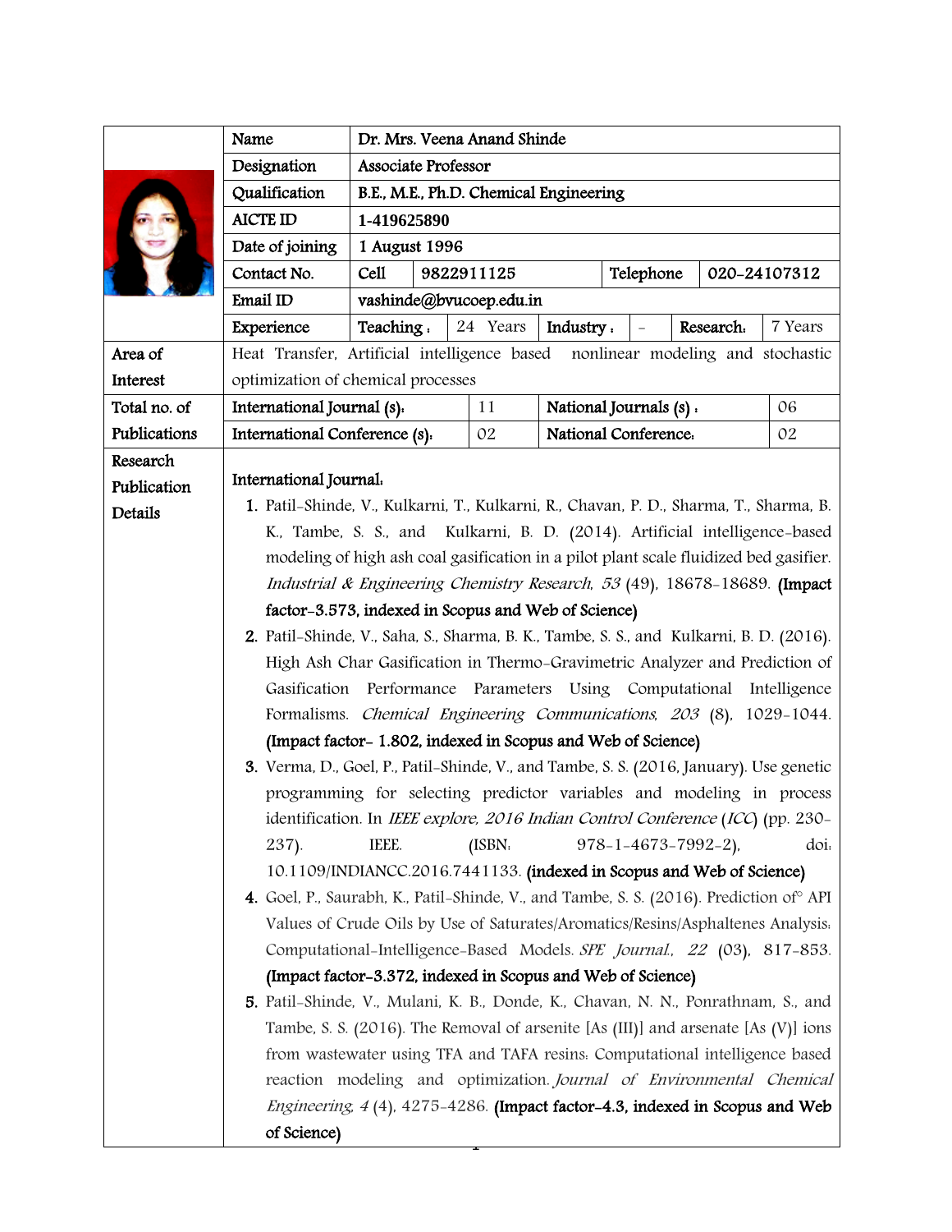| | | | | | | | | |
|---|---|---|---|---|---|---|---|---|
| Name | Dr. Mrs. Veena Anand Shinde | | | | | | | |
| Designation | Associate Professor | | | | | | | |
| Qualification | B.E., M.E., Ph.D. Chemical Engineering | | | | | | | |
| AICTE ID | 1-419625890 | | | | | | | |
| Date of joining | 1 August 1996 | | | | | | | |
| Contact No. | Cell | 9822911125 | | | Telephone | 020-24107312 | | |
| Email ID | vashinde@bvucoep.edu.in | | | | | | | |
| Experience | Teaching : | 24 Years | Industry : | – | Research: | 7 Years | | |

| | | | | |
|---|---|---|---|---|
| Area of Interest | Heat Transfer, Artificial intelligence based nonlinear modeling and stochastic optimization of chemical processes | | | |
| Total no. of Publications | International Journal (s): | 11 | National Journals (s) : | 06 |
| | International Conference (s): | 02 | National Conference: | 02 |

**Research Publication Details**

**International Journal:**

1. Patil-Shinde, V., Kulkarni, T., Kulkarni, R., Chavan, P. D., Sharma, T., Sharma, B. K., Tambe, S. S., and Kulkarni, B. D. (2014). Artificial intelligence-based modeling of high ash coal gasification in a pilot plant scale fluidized bed gasifier. *Industrial & Engineering Chemistry Research*, *53* (49), 18678-18689. **(Impact factor-3.573, indexed in Scopus and Web of Science)**
2. Patil-Shinde, V., Saha, S., Sharma, B. K., Tambe, S. S., and Kulkarni, B. D. (2016). High Ash Char Gasification in Thermo-Gravimetric Analyzer and Prediction of Gasification Performance Parameters Using Computational Intelligence Formalisms. *Chemical Engineering Communications*, *203* (8), 1029-1044. **(Impact factor- 1.802, indexed in Scopus and Web of Science)**
3. Verma, D., Goel, P., Patil-Shinde, V., and Tambe, S. S. (2016, January). Use genetic programming for selecting predictor variables and modeling in process identification. In *IEEE explore, 2016 Indian Control Conference* (*ICC*) (pp. 230-237). IEEE. (ISBN: 978-1-4673-7992-2), doi: 10.1109/INDIANCC.2016.7441133. **(indexed in Scopus and Web of Science)**
4. Goel, P., Saurabh, K., Patil-Shinde, V., and Tambe, S. S. (2016). Prediction of° API Values of Crude Oils by Use of Saturates/Aromatics/Resins/Asphaltenes Analysis: Computational-Intelligence-Based Models. *SPE Journal.*, *22* (03), 817-853. **(Impact factor-3.372, indexed in Scopus and Web of Science)**
5. Patil-Shinde, V., Mulani, K. B., Donde, K., Chavan, N. N., Ponrathnam, S., and Tambe, S. S. (2016). The Removal of arsenite [As (III)] and arsenate [As (V)] ions from wastewater using TFA and TAFA resins: Computational intelligence based reaction modeling and optimization. *Journal of Environmental Chemical Engineering*, *4* (4), 4275-4286. **(Impact factor-4.3, indexed in Scopus and Web of Science)**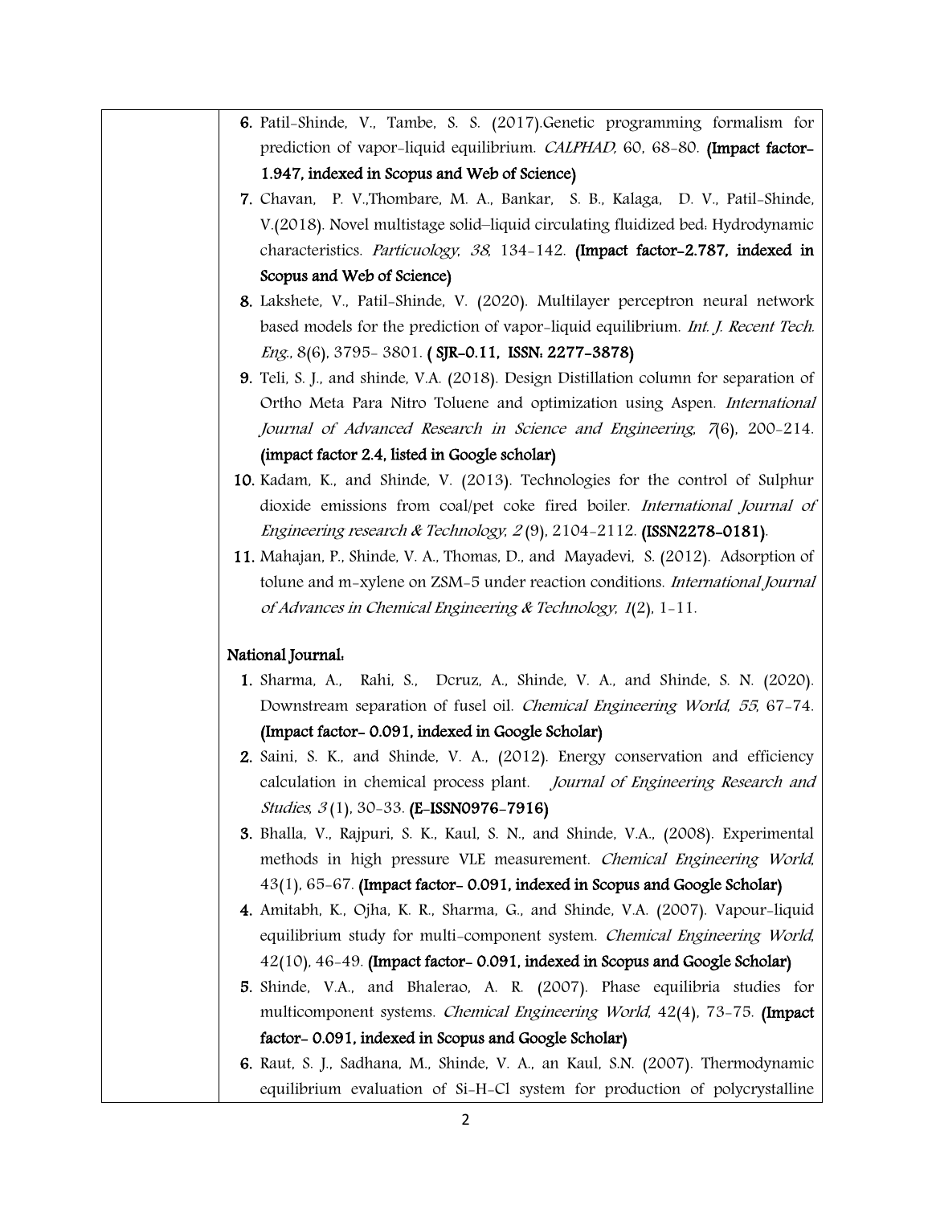6. Patil-Shinde, V., Tambe, S. S. (2017).Genetic programming formalism for prediction of vapor-liquid equilibrium. *CALPHAD*, 60, 68-80. **(Impact factor-1.947, indexed in Scopus and Web of Science)**
7. Chavan, P. V.,Thombare, M. A., Bankar, S. B., Kalaga, D. V., Patil-Shinde, V.(2018). Novel multistage solid–liquid circulating fluidized bed: Hydrodynamic characteristics. *Particuology*, *38*, 134-142. **(Impact factor-2.787, indexed in Scopus and Web of Science)**
8. Lakshete, V., Patil-Shinde, V. (2020). Multilayer perceptron neural network based models for the prediction of vapor-liquid equilibrium. *Int. J. Recent Tech. Eng.*, 8(6), 3795- 3801. **( SJR-0.11, ISSN: 2277-3878)**
9. Teli, S. J., and shinde, V.A. (2018). Design Distillation column for separation of Ortho Meta Para Nitro Toluene and optimization using Aspen. *International Journal of Advanced Research in Science and Engineering*, *7*(6), 200-214. **(impact factor 2.4, listed in Google scholar)**
10. Kadam, K., and Shinde, V. (2013). Technologies for the control of Sulphur dioxide emissions from coal/pet coke fired boiler. *International Journal of Engineering research & Technology*, *2* (9), 2104-2112. **(ISSN2278-0181)**.
11. Mahajan, P., Shinde, V. A., Thomas, D., and Mayadevi, S. (2012). Adsorption of tolune and m-xylene on ZSM-5 under reaction conditions. *International Journal of Advances in Chemical Engineering & Technology*, *1*(2), 1-11.

**National Journal:**

1. Sharma, A., Rahi, S., Dcruz, A., Shinde, V. A., and Shinde, S. N. (2020). Downstream separation of fusel oil. *Chemical Engineering World*, *55*, 67-74. **(Impact factor- 0.091, indexed in Google Scholar)**
2. Saini, S. K., and Shinde, V. A., (2012). Energy conservation and efficiency calculation in chemical process plant. *Journal of Engineering Research and Studies*, *3* (1), 30-33. **(E-ISSN0976-7916)**
3. Bhalla, V., Rajpuri, S. K., Kaul, S. N., and Shinde, V.A., (2008). Experimental methods in high pressure VLE measurement. *Chemical Engineering World*, 43(1), 65-67. **(Impact factor- 0.091, indexed in Scopus and Google Scholar)**
4. Amitabh, K., Ojha, K. R., Sharma, G., and Shinde, V.A. (2007). Vapour-liquid equilibrium study for multi-component system. *Chemical Engineering World*, 42(10), 46-49. **(Impact factor- 0.091, indexed in Scopus and Google Scholar)**
5. Shinde, V.A., and Bhalerao, A. R. (2007). Phase equilibria studies for multicomponent systems. *Chemical Engineering World*, 42(4), 73-75. **(Impact factor- 0.091, indexed in Scopus and Google Scholar)**
6. Raut, S. J., Sadhana, M., Shinde, V. A., an Kaul, S.N. (2007). Thermodynamic equilibrium evaluation of Si-H-Cl system for production of polycrystalline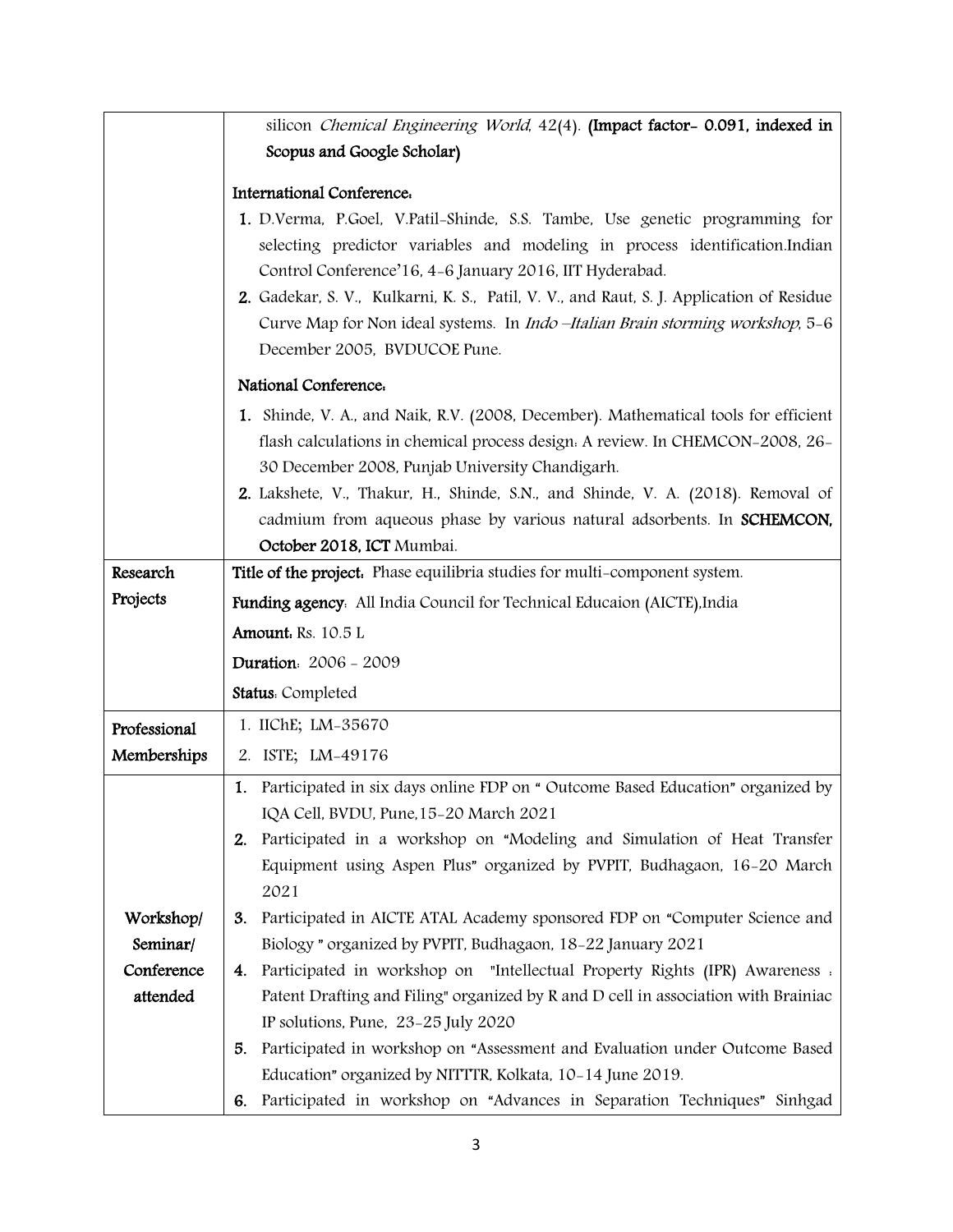| | |
|---|---|
| | silicon *Chemical Engineering World*, 42(4). **(Impact factor- 0.091, indexed in Scopus and Google Scholar)**<br><br>**International Conference:**<br>**1.** D.Verma, P.Goel, V.Patil-Shinde, S.S. Tambe, Use genetic programming for selecting predictor variables and modeling in process identification.Indian Control Conference'16, 4-6 January 2016, IIT Hyderabad.<br>**2.** Gadekar, S. V., Kulkarni, K. S., Patil, V. V., and Raut, S. J. Application of Residue Curve Map for Non ideal systems. In *Indo –Italian Brain storming workshop*, 5-6 December 2005, BVDUCOE Pune.<br><br>**National Conference:**<br>**1.** Shinde, V. A., and Naik, R.V. (2008, December). Mathematical tools for efficient flash calculations in chemical process design: A review. In CHEMCON-2008, 26-30 December 2008, Punjab University Chandigarh.<br>**2.** Lakshete, V., Thakur, H., Shinde, S.N., and Shinde, V. A. (2018). Removal of cadmium from aqueous phase by various natural adsorbents. In **SCHEMCON, October 2018, ICT** Mumbai. |
| Research Projects | **Title of the project:** Phase equilibria studies for multi-component system.<br>**Funding agency**: All India Council for Technical Educaion (AICTE),India<br>**Amount:** Rs. 10.5 L<br>**Duration**: 2006 - 2009<br>**Status**: Completed |
| Professional Memberships | 1. IIChE; LM-35670<br>2. ISTE; LM-49176 |
| Workshop/ Seminar/ Conference attended | **1.** Participated in six days online FDP on " Outcome Based Education" organized by IQA Cell, BVDU, Pune,15-20 March 2021<br>**2.** Participated in a workshop on "Modeling and Simulation of Heat Transfer Equipment using Aspen Plus" organized by PVPIT, Budhagaon, 16-20 March 2021<br>**3.** Participated in AICTE ATAL Academy sponsored FDP on "Computer Science and Biology " organized by PVPIT, Budhagaon, 18-22 January 2021<br>**4.** Participated in workshop on "Intellectual Property Rights (IPR) Awareness : Patent Drafting and Filing" organized by R and D cell in association with Brainiac IP solutions, Pune, 23-25 July 2020<br>**5.** Participated in workshop on "Assessment and Evaluation under Outcome Based Education" organized by NITTTR, Kolkata, 10-14 June 2019.<br>**6.** Participated in workshop on "Advances in Separation Techniques" Sinhgad |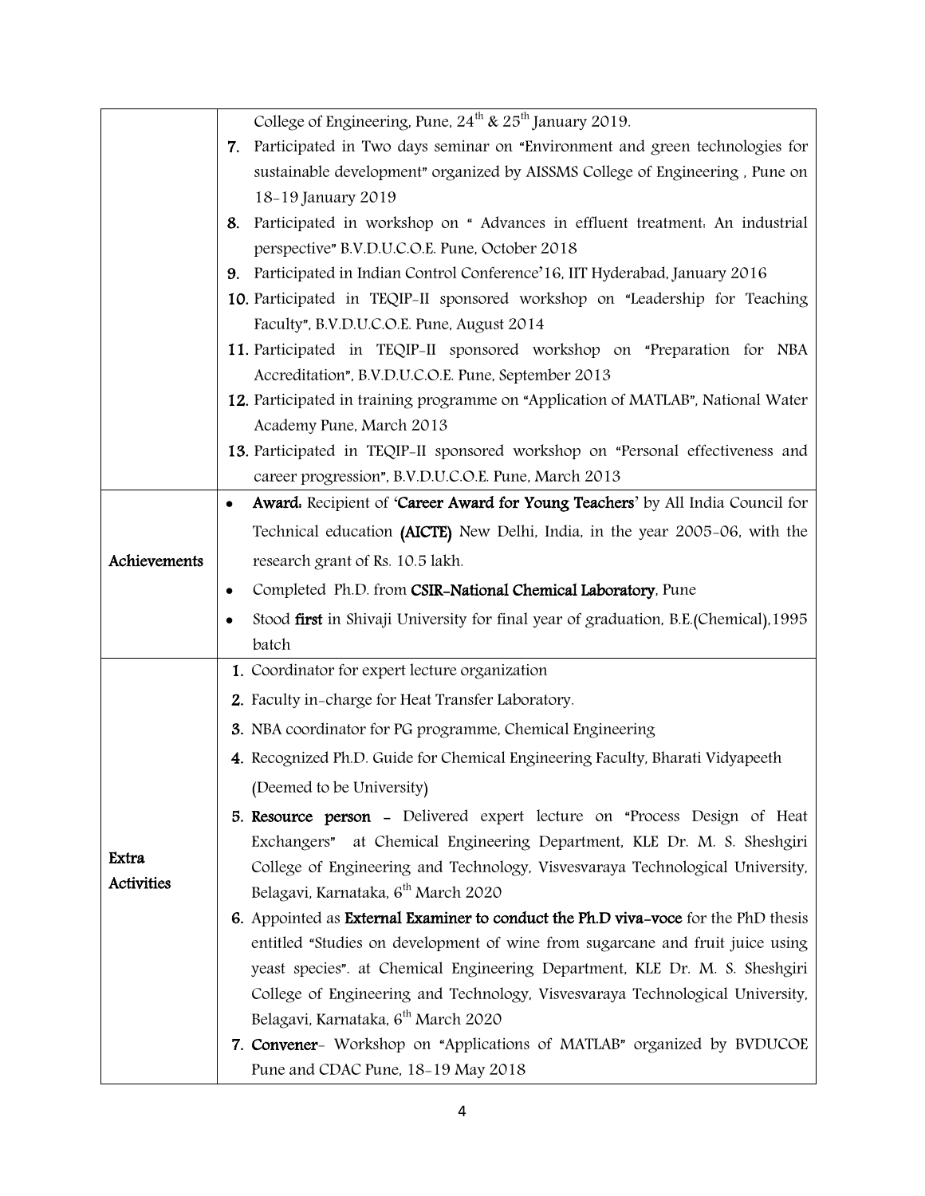| | |
|---|---|
| | College of Engineering, Pune, $24^{th}$ & $25^{th}$ January 2019.<br>**7.** Participated in Two days seminar on "Environment and green technologies for sustainable development" organized by AISSMS College of Engineering , Pune on 18-19 January 2019<br>**8.** Participated in workshop on " Advances in effluent treatment: An industrial perspective" B.V.D.U.C.O.E. Pune, October 2018<br>**9.** Participated in Indian Control Conference'16, IIT Hyderabad, January 2016<br>**10.** Participated in TEQIP-II sponsored workshop on "Leadership for Teaching Faculty", B.V.D.U.C.O.E. Pune, August 2014<br>**11.** Participated in TEQIP-II sponsored workshop on "Preparation for NBA Accreditation", B.V.D.U.C.O.E. Pune, September 2013<br>**12.** Participated in training programme on "Application of MATLAB", National Water Academy Pune, March 2013<br>**13.** Participated in TEQIP-II sponsored workshop on "Personal effectiveness and career progression", B.V.D.U.C.O.E. Pune, March 2013 |
| **Achievements** | • **Award:** Recipient of '**Career Award for Young Teachers**' by All India Council for Technical education **(AICTE)** New Delhi, India, in the year 2005-06, with the research grant of Rs. 10.5 lakh.<br>• Completed Ph.D. from **CSIR-National Chemical Laboratory**, Pune<br>• Stood **first** in Shivaji University for final year of graduation, B.E.(Chemical),1995 batch |
| **Extra Activities** | **1.** Coordinator for expert lecture organization<br>**2.** Faculty in-charge for Heat Transfer Laboratory.<br>**3.** NBA coordinator for PG programme, Chemical Engineering<br>**4.** Recognized Ph.D. Guide for Chemical Engineering Faculty, Bharati Vidyapeeth (Deemed to be University)<br>**5. Resource person** - Delivered expert lecture on "Process Design of Heat Exchangers" at Chemical Engineering Department, KLE Dr. M. S. Sheshgiri College of Engineering and Technology, Visvesvaraya Technological University, Belagavi, Karnataka, $6^{th}$ March 2020<br>**6.** Appointed as **External Examiner to conduct the Ph.D viva-voce** for the PhD thesis entitled "Studies on development of wine from sugarcane and fruit juice using yeast species". at Chemical Engineering Department, KLE Dr. M. S. Sheshgiri College of Engineering and Technology, Visvesvaraya Technological University, Belagavi, Karnataka, $6^{th}$ March 2020<br>**7. Convener**- Workshop on "Applications of MATLAB" organized by BVDUCOE Pune and CDAC Pune, 18-19 May 2018 |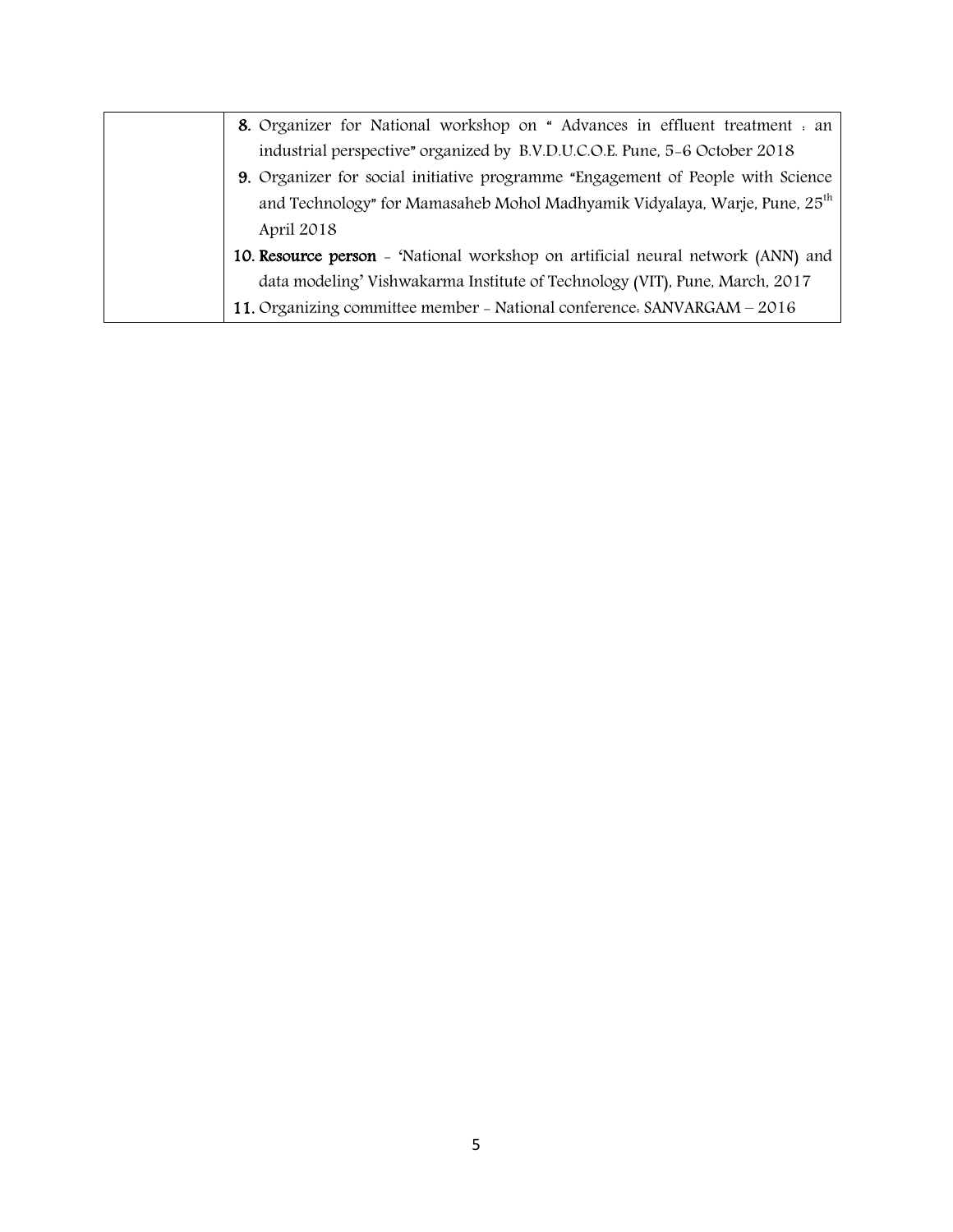| | |
|---|---|
| | **8.** Organizer for National workshop on " Advances in effluent treatment : an industrial perspective" organized by B.V.D.U.C.O.E. Pune, 5-6 October 2018<br>**9.** Organizer for social initiative programme "Engagement of People with Science and Technology" for Mamasaheb Mohol Madhyamik Vidyalaya, Warje, Pune, 25th April 2018<br>**10. Resource person** - 'National workshop on artificial neural network (ANN) and data modeling' Vishwakarma Institute of Technology (VIT), Pune, March, 2017<br>**11.** Organizing committee member - National conference: SANVARGAM – 2016 |